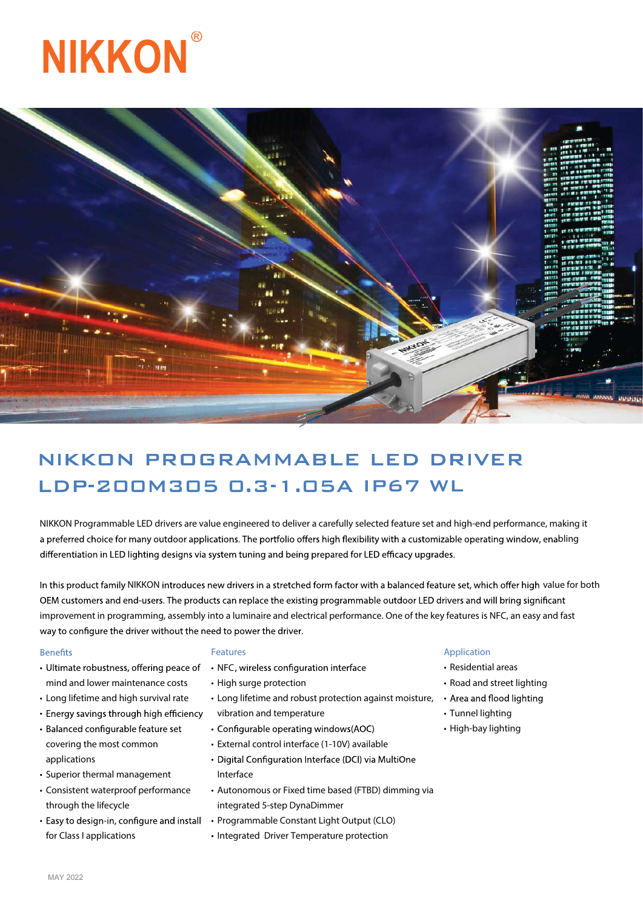# NIKKON®

## NIKKON PROGRAMMABLE LED DRIVER
## LDP-200M305 0.3-1.05A IP67 WL

NIKKON Programmable LED drivers are value engineered to deliver a carefully selected feature set and high-end performance, making it a preferred choice for many outdoor applications. The portfolio offers high flexibility with a customizable operating window, enabling differentiation in LED lighting designs via system tuning and being prepared for LED efficacy upgrades.

In this product family NIKKON introduces new drivers in a stretched form factor with a balanced feature set, which offer high value for both OEM customers and end-users. The products can replace the existing programmable outdoor LED drivers and will bring significant improvement in programming, assembly into a luminaire and electrical performance. One of the key features is NFC, an easy and fast way to configure the driver without the need to power the driver.

### Benefits

- Ultimate robustness, offering peace of mind and lower maintenance costs
- Long lifetime and high survival rate
- Energy savings through high efficiency
- Balanced configurable feature set covering the most common applications
- Superior thermal management
- Consistent waterproof performance through the lifecycle
- Easy to design-in, configure and install for Class I applications

### Features

- NFC, wireless configuration interface
- High surge protection
- Long lifetime and robust protection against moisture, vibration and temperature
- Configurable operating windows(AOC)
- External control interface (1-10V) available
- Digital Configuration Interface (DCI) via MultiOne Interface
- Autonomous or Fixed time based (FTBD) dimming via integrated 5-step DynaDimmer
- Programmable Constant Light Output (CLO)
- Integrated Driver Temperature protection

### Application

- Residential areas
- Road and street lighting
- Area and flood lighting
- Tunnel lighting
- High-bay lighting

MAY 2022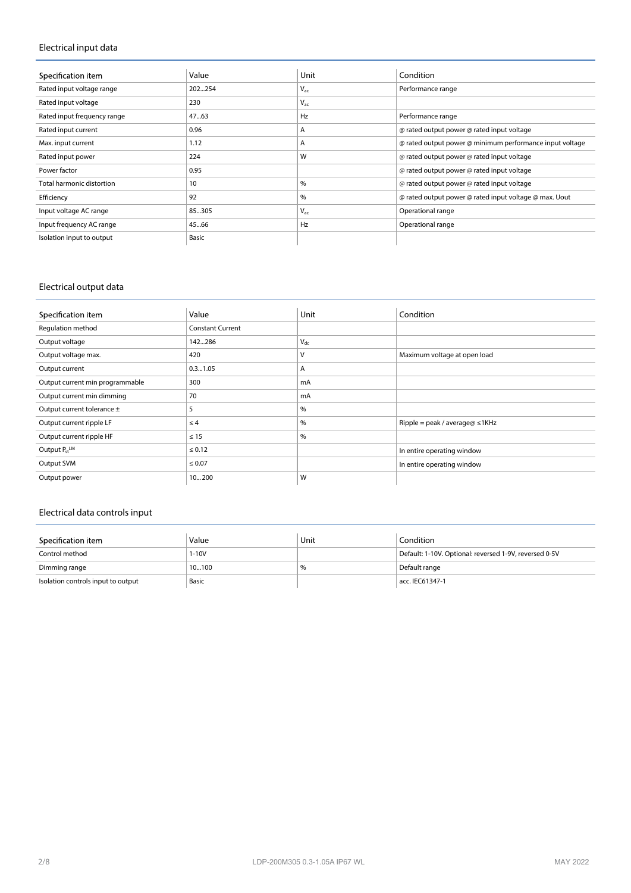## Electrical input data

| Specification item | Value | Unit | Condition |
|---|---|---|---|
| Rated input voltage range | 202...254 | $V_{ac}$ | Performance range |
| Rated input voltage | 230 | $V_{ac}$ | |
| Rated input frequency range | 47...63 | Hz | Performance range |
| Rated input current | 0.96 | A | @ rated output power @ rated input voltage |
| Max. input current | 1.12 | A | @ rated output power @ minimum performance input voltage |
| Rated input power | 224 | W | @ rated output power @ rated input voltage |
| Power factor | 0.95 | | @ rated output power @ rated input voltage |
| Total harmonic distortion | 10 | % | @ rated output power @ rated input voltage |
| Efficiency | 92 | % | @ rated output power @ rated input voltage @ max. Uout |
| Input voltage AC range | 85...305 | $V_{ac}$ | Operational range |
| Input frequency AC range | 45...66 | Hz | Operational range |
| Isolation input to output | Basic | | |

## Electrical output data

| Specification item | Value | Unit | Condition |
|---|---|---|---|
| Regulation method | Constant Current | | |
| Output voltage | 142...286 | $V_{dc}$ | |
| Output voltage max. | 420 | V | Maximum voltage at open load |
| Output current | 0.3...1.05 | A | |
| Output current min programmable | 300 | mA | |
| Output current min dimming | 70 | mA | |
| Output current tolerance ± | 5 | % | |
| Output current ripple LF | ≤ 4 | % | Ripple = peak / average@ ≤1KHz |
| Output current ripple HF | ≤ 15 | % | |
| Output $P_{st}^{LM}$ | ≤ 0.12 | | In entire operating window |
| Output SVM | ≤ 0.07 | | In entire operating window |
| Output power | 10... 200 | W | |

## Electrical data controls input

| Specification item | Value | Unit | Condition |
|---|---|---|---|
| Control method | 1-10V | | Default: 1-10V. Optional: reversed 1-9V, reversed 0-5V |
| Dimming range | 10...100 | % | Default range |
| Isolation controls input to output | Basic | | acc. IEC61347-1 |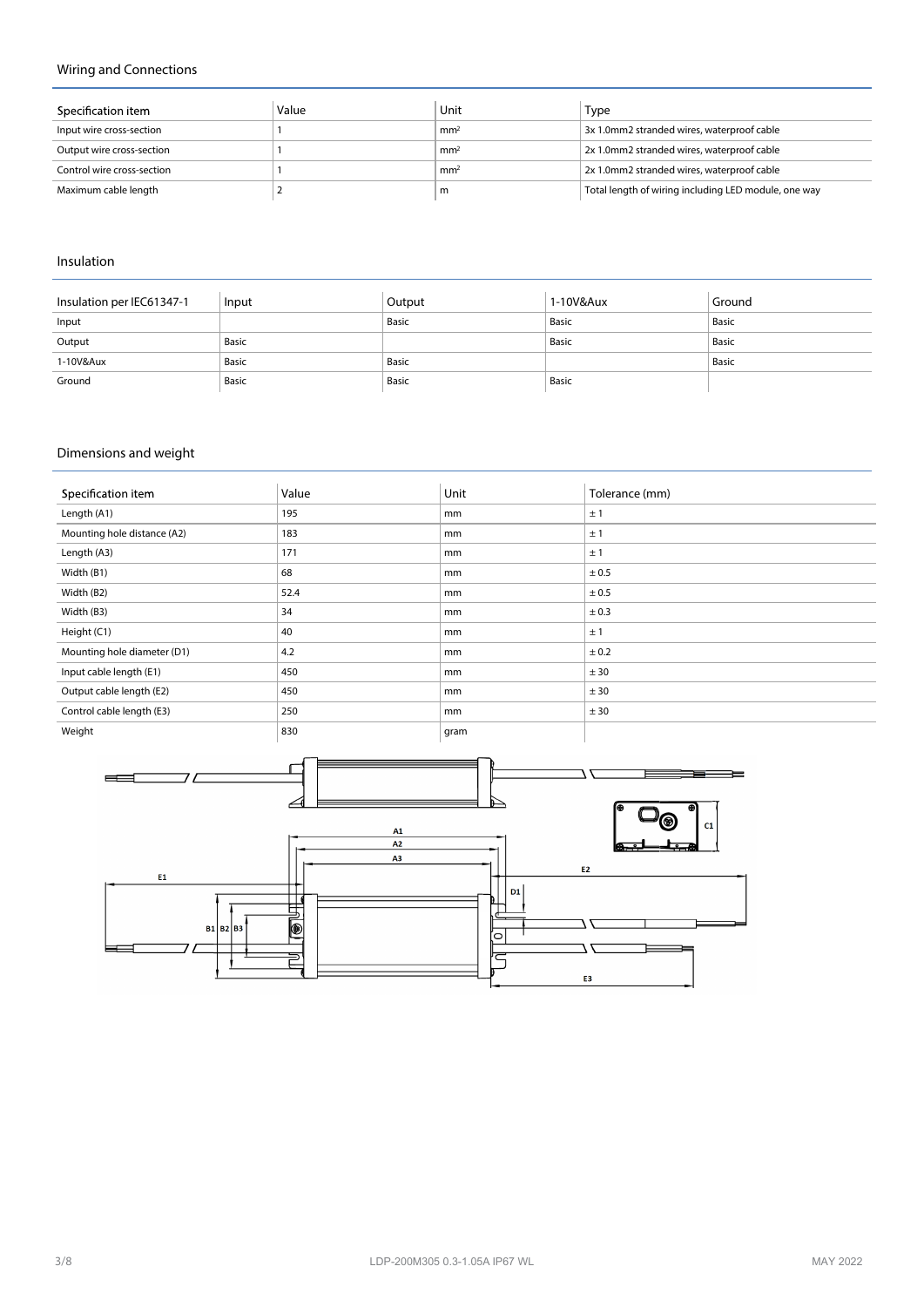## Wiring and Connections

| Specification item | Value | Unit | Type |
|---|---|---|---|
| Input wire cross-section | 1 | $mm^2$ | 3x 1.0mm2 stranded wires, waterproof cable |
| Output wire cross-section | 1 | $mm^2$ | 2x 1.0mm2 stranded wires, waterproof cable |
| Control wire cross-section | 1 | $mm^2$ | 2x 1.0mm2 stranded wires, waterproof cable |
| Maximum cable length | 2 | m | Total length of wiring including LED module, one way |

## Insulation

| Insulation per IEC61347-1 | Input | Output | 1-10V&Aux | Ground |
|---|---|---|---|---|
| Input | | Basic | Basic | Basic |
| Output | Basic | | Basic | Basic |
| 1-10V&Aux | Basic | Basic | | Basic |
| Ground | Basic | Basic | Basic | |

## Dimensions and weight

| Specification item | Value | Unit | Tolerance (mm) |
|---|---|---|---|
| Length (A1) | 195 | mm | ± 1 |
| Mounting hole distance (A2) | 183 | mm | ± 1 |
| Length (A3) | 171 | mm | ± 1 |
| Width (B1) | 68 | mm | ± 0.5 |
| Width (B2) | 52.4 | mm | ± 0.5 |
| Width (B3) | 34 | mm | ± 0.3 |
| Height (C1) | 40 | mm | ± 1 |
| Mounting hole diameter (D1) | 4.2 | mm | ± 0.2 |
| Input cable length (E1) | 450 | mm | ± 30 |
| Output cable length (E2) | 450 | mm | ± 30 |
| Control cable length (E3) | 250 | mm | ± 30 |
| Weight | 830 | gram | |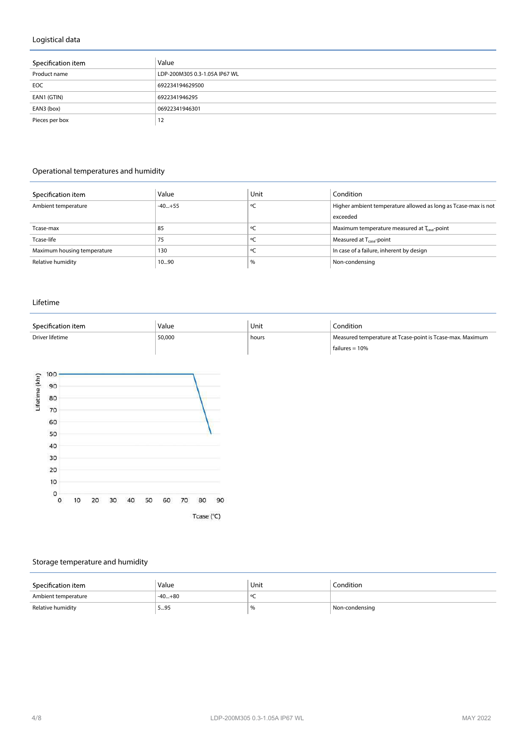## Logistical data

| Specification item | Value |
|---|---|
| Product name | LDP-200M305 0.3-1.05A IP67 WL |
| EOC | 692234194629500 |
| EAN1 (GTIN) | 6922341946295 |
| EAN3 (box) | 06922341946301 |
| Pieces per box | 12 |

## Operational temperatures and humidity

| Specification item | Value | Unit | Condition |
|---|---|---|---|
| Ambient temperature | -40...+55 | ºC | Higher ambient temperature allowed as long as Tcase-max is not exceeded |
| Tcase-max | 85 | ºC | Maximum temperature measured at $T_{case}$-point |
| Tcase-life | 75 | ºC | Measured at $T_{case}$-point |
| Maximum housing temperature | 130 | ºC | In case of a failure, inherent by design |
| Relative humidity | 10...90 | % | Non-condensing |

## Lifetime

| Specification item | Value | Unit | Condition |
|---|---|---|---|
| Driver lifetime | 50,000 | hours | Measured temperature at Tcase-point is Tcase-max. Maximum failures = 10% |

## Storage temperature and humidity

| Specification item | Value | Unit | Condition |
|---|---|---|---|
| Ambient temperature | -40...+80 | ºC | |
| Relative humidity | 5...95 | % | Non-condensing |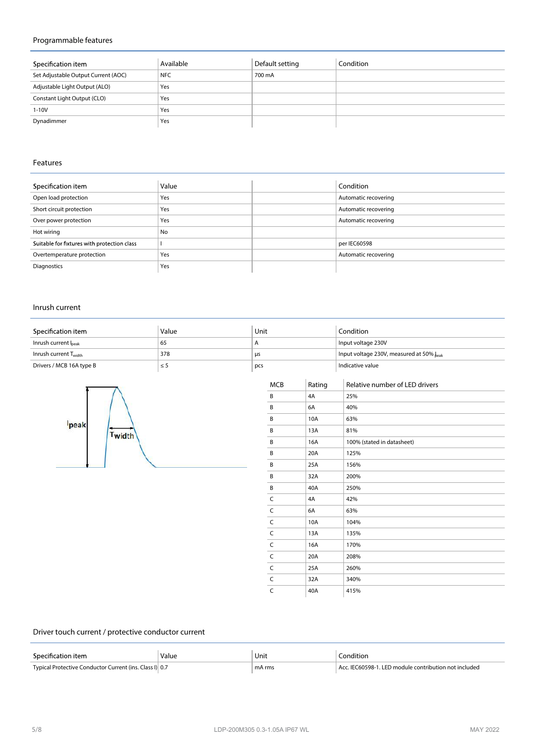## Programmable features

| Specification item | Available | Default setting | Condition |
|---|---|---|---|
| Set Adjustable Output Current (AOC) | NFC | 700 mA | |
| Adjustable Light Output (ALO) | Yes | | |
| Constant Light Output (CLO) | Yes | | |
| 1-10V | Yes | | |
| Dynadimmer | Yes | | |

## Features

| Specification item | Value | | Condition |
|---|---|---|---|
| Open load protection | Yes | | Automatic recovering |
| Short circuit protection | Yes | | Automatic recovering |
| Over power protection | Yes | | Automatic recovering |
| Hot wiring | No | | |
| Suitable for fixtures with protection class | I | | per IEC60598 |
| Overtemperature protection | Yes | | Automatic recovering |
| Diagnostics | Yes | | |

## Inrush current

| Specification item | Value | Unit | Condition |
|---|---|---|---|
| Inrush current $I_{peak}$ | 65 | A | Input voltage 230V |
| Inrush current $T_{width}$ | 378 | µs | Input voltage 230V, measured at 50% $I_{peak}$ |
| Drivers / MCB 16A type B | ≤ 5 | pcs | Indicative value |

| MCB | Rating | Relative number of LED drivers |
|---|---|---|
| B | 4A | 25% |
| B | 6A | 40% |
| B | 10A | 63% |
| B | 13A | 81% |
| B | 16A | 100% (stated in datasheet) |
| B | 20A | 125% |
| B | 25A | 156% |
| B | 32A | 200% |
| B | 40A | 250% |
| C | 4A | 42% |
| C | 6A | 63% |
| C | 10A | 104% |
| C | 13A | 135% |
| C | 16A | 170% |
| C | 20A | 208% |
| C | 25A | 260% |
| C | 32A | 340% |
| C | 40A | 415% |

## Driver touch current / protective conductor current

| Specification item | Value | Unit | Condition |
|---|---|---|---|
| Typical Protective Conductor Current (ins. Class I) | 0.7 | mA rms | Acc. IEC60598-1. LED module contribution not included |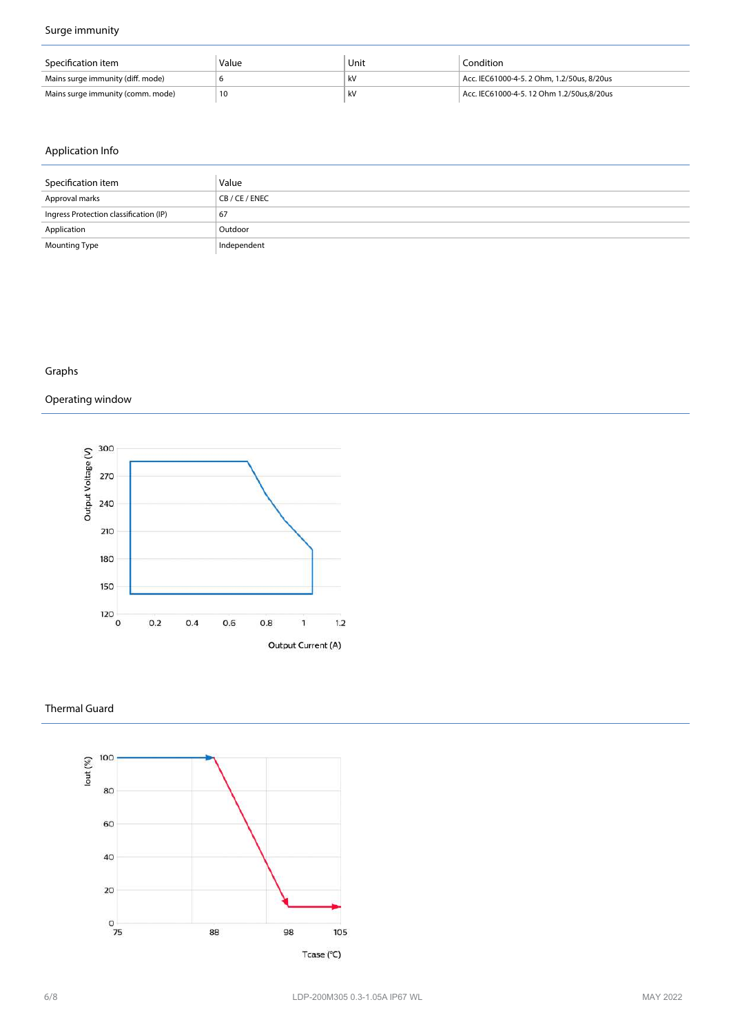## Surge immunity

| Specification item | Value | Unit | Condition |
|---|---|---|---|
| Mains surge immunity (diff. mode) | 6 | kV | Acc. IEC61000-4-5. 2 Ohm, 1.2/50us, 8/20us |
| Mains surge immunity (comm. mode) | 10 | kV | Acc. IEC61000-4-5. 12 Ohm 1.2/50us,8/20us |

## Application Info

| Specification item | Value |
|---|---|
| Approval marks | CB / CE / ENEC |
| Ingress Protection classification (IP) | 67 |
| Application | Outdoor |
| Mounting Type | Independent |

## Graphs

### Operating window

### Thermal Guard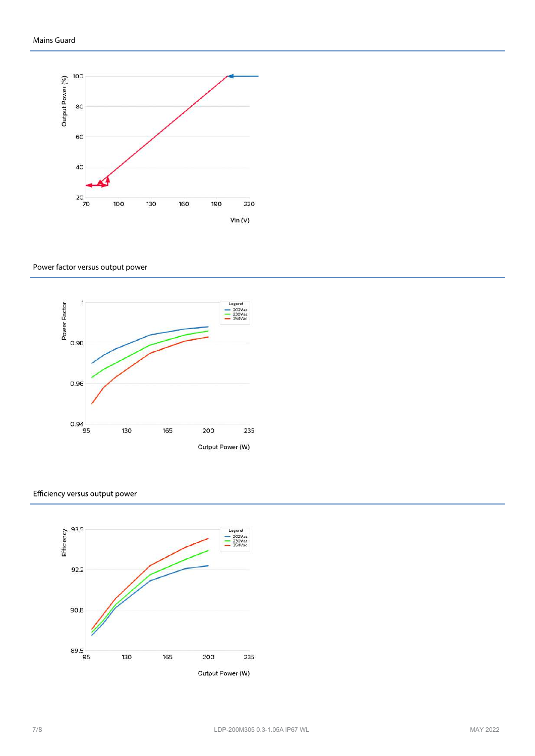## Mains Guard

Output Power (%)

100
80
60
40
20

70 100 130 160 190 220

Vin (V)

## Power factor versus output power

Power Factor

1
0.98
0.96
0.94

95 130 165 200 235

Output Power (W)

Legend
- 202Vac
- 230Vac
- 254Vac

## Efficiency versus output power

Efficiency

93.5
92.2
90.8
89.5

95 130 165 200 235

Output Power (W)

Legend
- 202Vac
- 230Vac
- 254Vac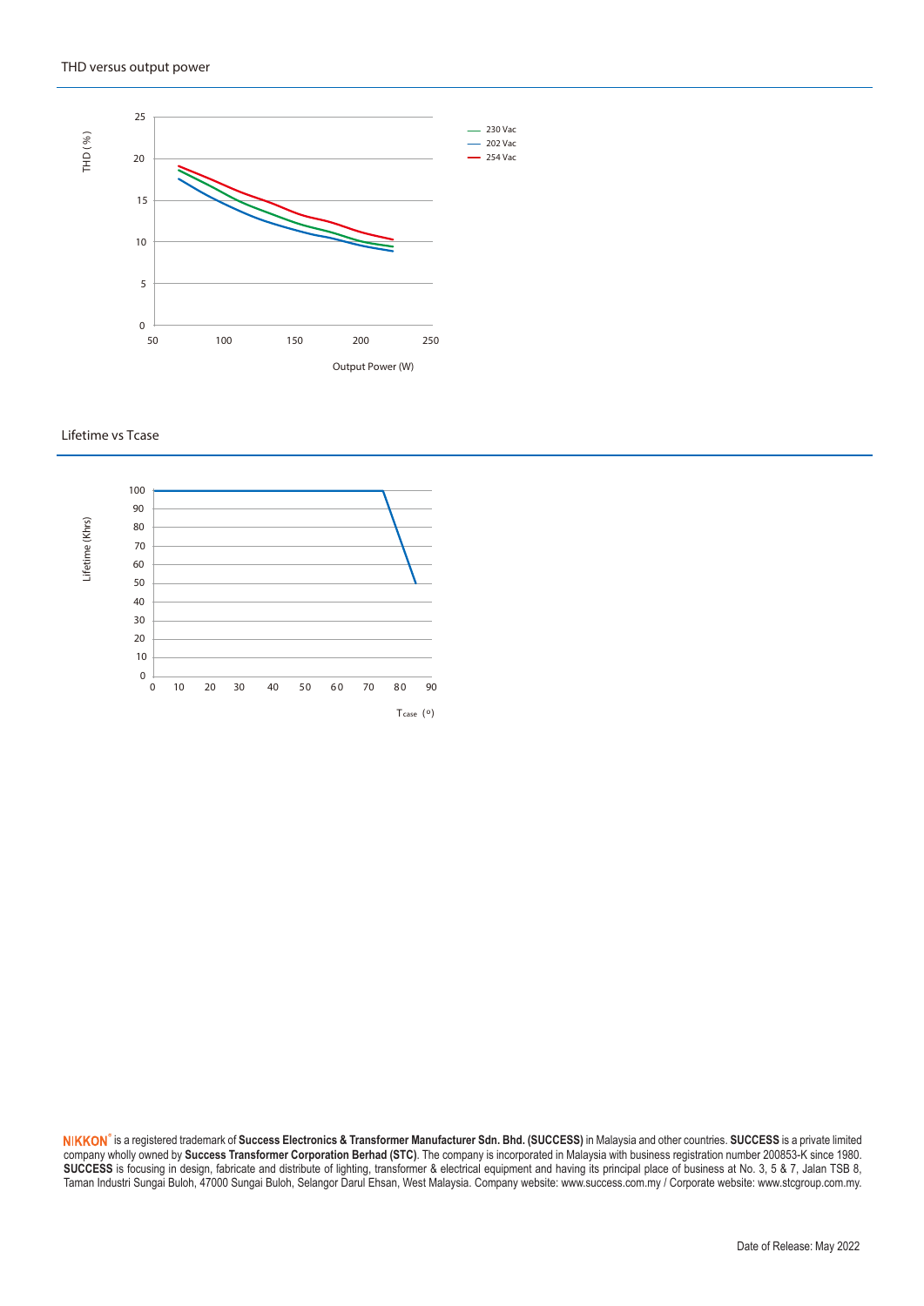## THD versus output power

THD ( % )

25
20
15
10
5
0

50 100 150 200 250

Output Power (W)

230 Vac
202 Vac
254 Vac

## Lifetime vs Tcase

Lifetime (Khrs)

100
90
80
70
60
50
40
30
20
10
0

0 10 20 30 40 50 60 70 80 90

$T_{case}$ (°)

**NIKKON**® is a registered trademark of **Success Electronics & Transformer Manufacturer Sdn. Bhd. (SUCCESS)** in Malaysia and other countries. **SUCCESS** is a private limited company wholly owned by **Success Transformer Corporation Berhad (STC)**. The company is incorporated in Malaysia with business registration number 200853-K since 1980. **SUCCESS** is focusing in design, fabricate and distribute of lighting, transformer & electrical equipment and having its principal place of business at No. 3, 5 & 7, Jalan TSB 8, Taman Industri Sungai Buloh, 47000 Sungai Buloh, Selangor Darul Ehsan, West Malaysia. Company website: www.success.com.my / Corporate website: www.stcgroup.com.my.

Date of Release: May 2022